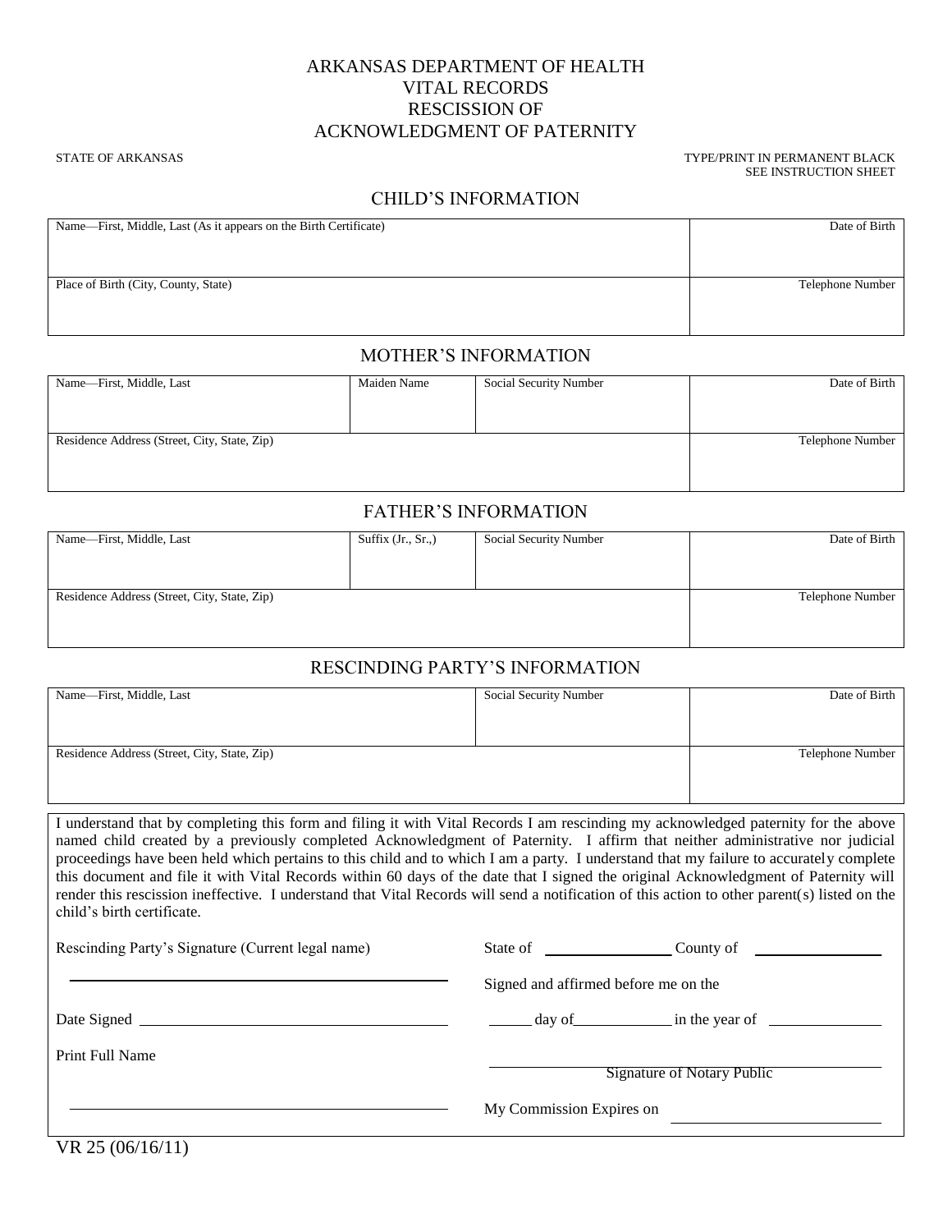# ARKANSAS DEPARTMENT OF HEALTH
# VITAL RECORDS
# RESCISSION OF
# ACKNOWLEDGMENT OF PATERNITY

STATE OF ARKANSAS

TYPE/PRINT IN PERMANENT BLACK
SEE INSTRUCTION SHEET

## CHILD'S INFORMATION

| Name—First, Middle, Last (As it appears on the Birth Certificate) | Date of Birth |
|---|---|
| Place of Birth (City, County, State) | Telephone Number |

## MOTHER'S INFORMATION

| Name—First, Middle, Last | Maiden Name | Social Security Number | Date of Birth |
|---|---|---|---|
| Residence Address (Street, City, State, Zip) | | | Telephone Number |

## FATHER'S INFORMATION

| Name—First, Middle, Last | Suffix (Jr., Sr.,) | Social Security Number | Date of Birth |
|---|---|---|---|
| Residence Address (Street, City, State, Zip) | | | Telephone Number |

## RESCINDING PARTY'S INFORMATION

| Name—First, Middle, Last | Social Security Number | Date of Birth |
|---|---|---|
| Residence Address (Street, City, State, Zip) | | Telephone Number |

I understand that by completing this form and filing it with Vital Records I am rescinding my acknowledged paternity for the above named child created by a previously completed Acknowledgment of Paternity. I affirm that neither administrative nor judicial proceedings have been held which pertains to this child and to which I am a party. I understand that my failure to accurately complete this document and file it with Vital Records within 60 days of the date that I signed the original Acknowledgment of Paternity will render this rescission ineffective. I understand that Vital Records will send a notification of this action to other parent(s) listed on the child's birth certificate.

Rescinding Party's Signature (Current legal name)

_______________________________

Date Signed _______________________________

Print Full Name

_______________________________

State of _______________ County of _______________

Signed and affirmed before me on the

_____ day of ___________ in the year of _____________

_______________________________
Signature of Notary Public

My Commission Expires on _______________________

VR 25 (06/16/11)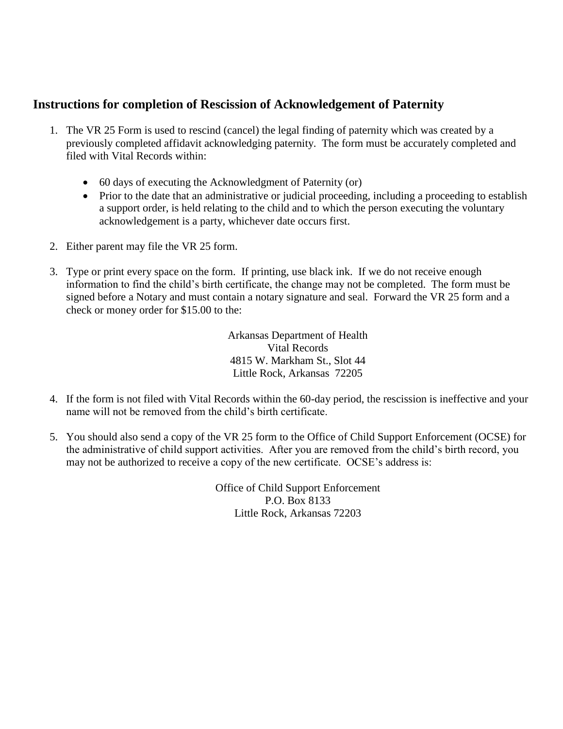## Instructions for completion of Rescission of Acknowledgement of Paternity

1. The VR 25 Form is used to rescind (cancel) the legal finding of paternity which was created by a previously completed affidavit acknowledging paternity. The form must be accurately completed and filed with Vital Records within:

   - 60 days of executing the Acknowledgment of Paternity (or)
   - Prior to the date that an administrative or judicial proceeding, including a proceeding to establish a support order, is held relating to the child and to which the person executing the voluntary acknowledgement is a party, whichever date occurs first.

2. Either parent may file the VR 25 form.

3. Type or print every space on the form. If printing, use black ink. If we do not receive enough information to find the child's birth certificate, the change may not be completed. The form must be signed before a Notary and must contain a notary signature and seal. Forward the VR 25 form and a check or money order for $15.00 to the:

   Arkansas Department of Health
   Vital Records
   4815 W. Markham St., Slot 44
   Little Rock, Arkansas 72205

4. If the form is not filed with Vital Records within the 60-day period, the rescission is ineffective and your name will not be removed from the child's birth certificate.

5. You should also send a copy of the VR 25 form to the Office of Child Support Enforcement (OCSE) for the administrative of child support activities. After you are removed from the child's birth record, you may not be authorized to receive a copy of the new certificate. OCSE's address is:

   Office of Child Support Enforcement
   P.O. Box 8133
   Little Rock, Arkansas 72203